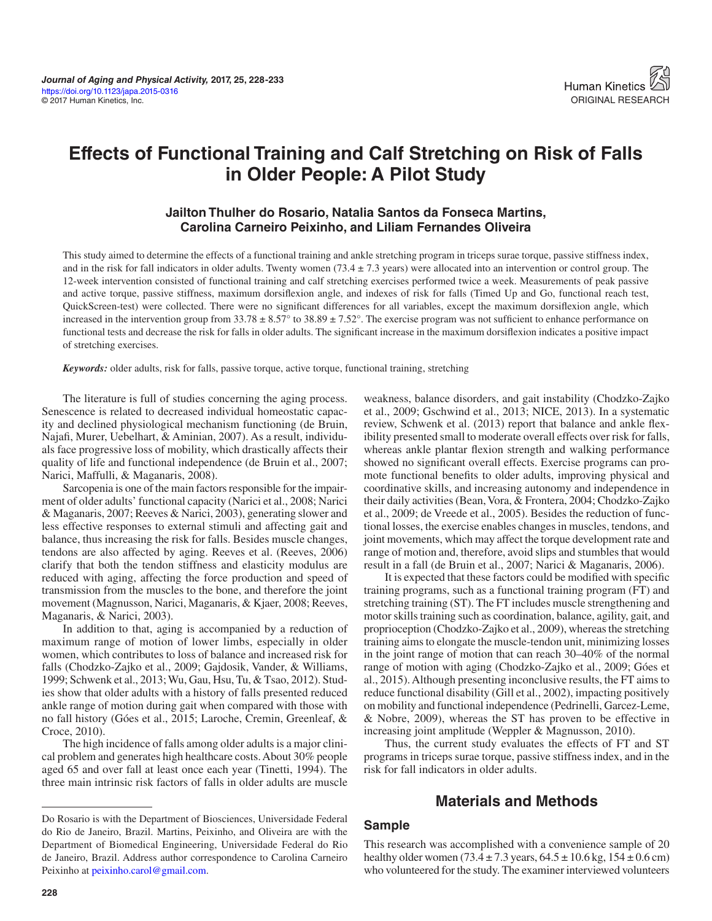# Effects of Functional Training and Calf Stretching on Risk of Falls in Older People: A Pilot Study

**Jailton Thulher do Rosario, Natalia Santos da Fonseca Martins, Carolina Carneiro Peixinho, and Liliam Fernandes Oliveira**

This study aimed to determine the effects of a functional training and ankle stretching program in triceps surae torque, passive stiffness index, and in the risk for fall indicators in older adults. Twenty women (73.4 ± 7.3 years) were allocated into an intervention or control group. The 12-week intervention consisted of functional training and calf stretching exercises performed twice a week. Measurements of peak passive and active torque, passive stiffness, maximum dorsiflexion angle, and indexes of risk for falls (Timed Up and Go, functional reach test, QuickScreen-test) were collected. There were no significant differences for all variables, except the maximum dorsiflexion angle, which increased in the intervention group from 33.78 ± 8.57° to 38.89 ± 7.52°. The exercise program was not sufficient to enhance performance on functional tests and decrease the risk for falls in older adults. The significant increase in the maximum dorsiflexion indicates a positive impact of stretching exercises.

***Keywords:*** older adults, risk for falls, passive torque, active torque, functional training, stretching

The literature is full of studies concerning the aging process. Senescence is related to decreased individual homeostatic capacity and declined physiological mechanism functioning (de Bruin, Najafi, Murer, Uebelhart, & Aminian, 2007). As a result, individuals face progressive loss of mobility, which drastically affects their quality of life and functional independence (de Bruin et al., 2007; Narici, Maffulli, & Maganaris, 2008).

Sarcopenia is one of the main factors responsible for the impairment of older adults' functional capacity (Narici et al., 2008; Narici & Maganaris, 2007; Reeves & Narici, 2003), generating slower and less effective responses to external stimuli and affecting gait and balance, thus increasing the risk for falls. Besides muscle changes, tendons are also affected by aging. Reeves et al. (Reeves, 2006) clarify that both the tendon stiffness and elasticity modulus are reduced with aging, affecting the force production and speed of transmission from the muscles to the bone, and therefore the joint movement (Magnusson, Narici, Maganaris, & Kjaer, 2008; Reeves, Maganaris, & Narici, 2003).

In addition to that, aging is accompanied by a reduction of maximum range of motion of lower limbs, especially in older women, which contributes to loss of balance and increased risk for falls (Chodzko-Zajko et al., 2009; Gajdosik, Vander, & Williams, 1999; Schwenk et al., 2013; Wu, Gau, Hsu, Tu, & Tsao, 2012). Studies show that older adults with a history of falls presented reduced ankle range of motion during gait when compared with those with no fall history (Góes et al., 2015; Laroche, Cremin, Greenleaf, & Croce, 2010).

The high incidence of falls among older adults is a major clinical problem and generates high healthcare costs. About 30% people aged 65 and over fall at least once each year (Tinetti, 1994). The three main intrinsic risk factors of falls in older adults are muscle weakness, balance disorders, and gait instability (Chodzko-Zajko et al., 2009; Gschwind et al., 2013; NICE, 2013). In a systematic review, Schwenk et al. (2013) report that balance and ankle flexibility presented small to moderate overall effects over risk for falls, whereas ankle plantar flexion strength and walking performance showed no significant overall effects. Exercise programs can promote functional benefits to older adults, improving physical and coordinative skills, and increasing autonomy and independence in their daily activities (Bean, Vora, & Frontera, 2004; Chodzko-Zajko et al., 2009; de Vreede et al., 2005). Besides the reduction of functional losses, the exercise enables changes in muscles, tendons, and joint movements, which may affect the torque development rate and range of motion and, therefore, avoid slips and stumbles that would result in a fall (de Bruin et al., 2007; Narici & Maganaris, 2006).

It is expected that these factors could be modified with specific training programs, such as a functional training program (FT) and stretching training (ST). The FT includes muscle strengthening and motor skills training such as coordination, balance, agility, gait, and proprioception (Chodzko-Zajko et al., 2009), whereas the stretching training aims to elongate the muscle-tendon unit, minimizing losses in the joint range of motion that can reach 30–40% of the normal range of motion with aging (Chodzko-Zajko et al., 2009; Góes et al., 2015). Although presenting inconclusive results, the FT aims to reduce functional disability (Gill et al., 2002), impacting positively on mobility and functional independence (Pedrinelli, Garcez-Leme, & Nobre, 2009), whereas the ST has proven to be effective in increasing joint amplitude (Weppler & Magnusson, 2010).

Thus, the current study evaluates the effects of FT and ST programs in triceps surae torque, passive stiffness index, and in the risk for fall indicators in older adults.

## Materials and Methods

### Sample

This research was accomplished with a convenience sample of 20 healthy older women (73.4 ± 7.3 years, 64.5 ± 10.6 kg, 154 ± 0.6 cm) who volunteered for the study. The examiner interviewed volunteers

---

Do Rosario is with the Department of Biosciences, Universidade Federal do Rio de Janeiro, Brazil. Martins, Peixinho, and Oliveira are with the Department of Biomedical Engineering, Universidade Federal do Rio de Janeiro, Brazil. Address author correspondence to Carolina Carneiro Peixinho at peixinho.carol@gmail.com.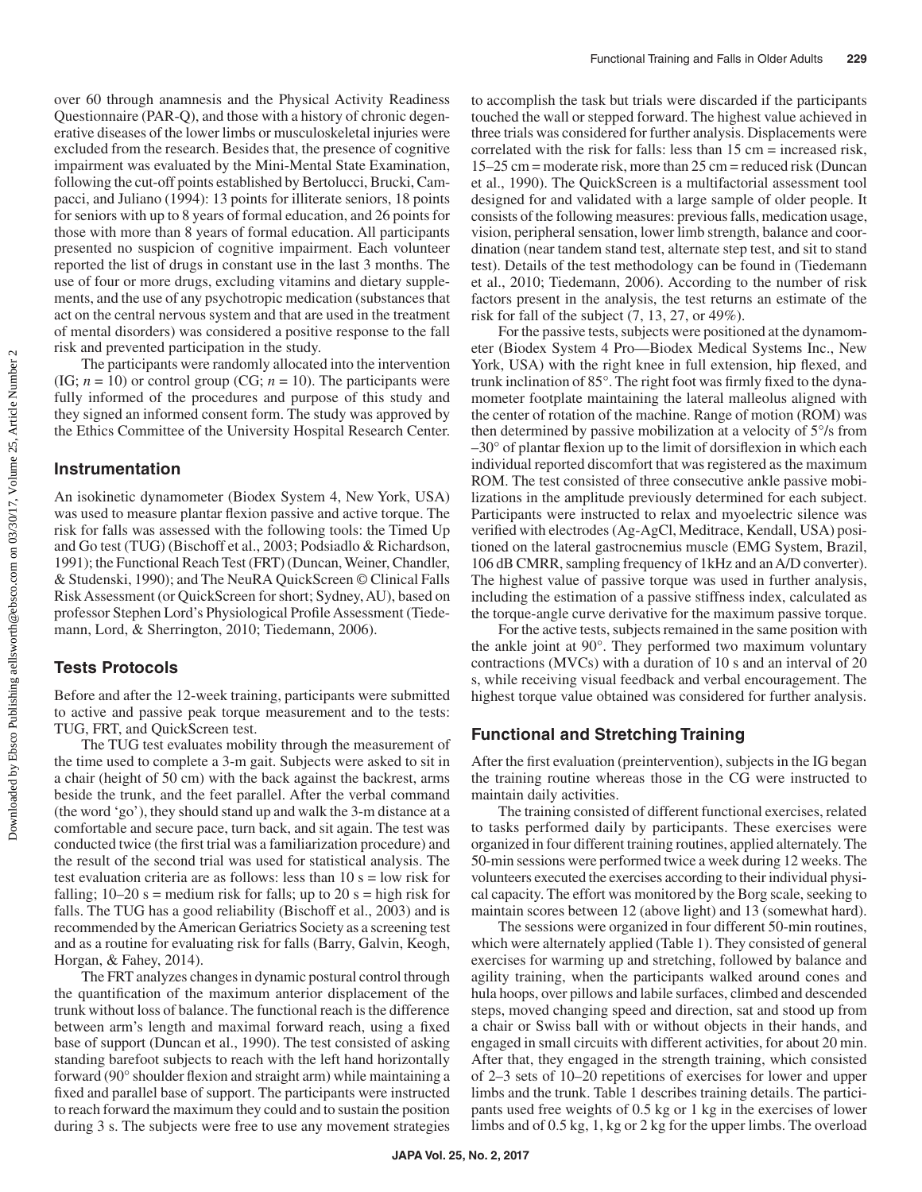over 60 through anamnesis and the Physical Activity Readiness Questionnaire (PAR-Q), and those with a history of chronic degenerative diseases of the lower limbs or musculoskeletal injuries were excluded from the research. Besides that, the presence of cognitive impairment was evaluated by the Mini-Mental State Examination, following the cut-off points established by Bertolucci, Brucki, Campacci, and Juliano (1994): 13 points for illiterate seniors, 18 points for seniors with up to 8 years of formal education, and 26 points for those with more than 8 years of formal education. All participants presented no suspicion of cognitive impairment. Each volunteer reported the list of drugs in constant use in the last 3 months. The use of four or more drugs, excluding vitamins and dietary supplements, and the use of any psychotropic medication (substances that act on the central nervous system and that are used in the treatment of mental disorders) was considered a positive response to the fall risk and prevented participation in the study.

The participants were randomly allocated into the intervention (IG; $n = 10$) or control group (CG; $n = 10$). The participants were fully informed of the procedures and purpose of this study and they signed an informed consent form. The study was approved by the Ethics Committee of the University Hospital Research Center.

## Instrumentation

An isokinetic dynamometer (Biodex System 4, New York, USA) was used to measure plantar flexion passive and active torque. The risk for falls was assessed with the following tools: the Timed Up and Go test (TUG) (Bischoff et al., 2003; Podsiadlo & Richardson, 1991); the Functional Reach Test (FRT) (Duncan, Weiner, Chandler, & Studenski, 1990); and The NeuRA QuickScreen © Clinical Falls Risk Assessment (or QuickScreen for short; Sydney, AU), based on professor Stephen Lord's Physiological Profile Assessment (Tiedemann, Lord, & Sherrington, 2010; Tiedemann, 2006).

## Tests Protocols

Before and after the 12-week training, participants were submitted to active and passive peak torque measurement and to the tests: TUG, FRT, and QuickScreen test.

The TUG test evaluates mobility through the measurement of the time used to complete a 3-m gait. Subjects were asked to sit in a chair (height of 50 cm) with the back against the backrest, arms beside the trunk, and the feet parallel. After the verbal command (the word 'go'), they should stand up and walk the 3-m distance at a comfortable and secure pace, turn back, and sit again. The test was conducted twice (the first trial was a familiarization procedure) and the result of the second trial was used for statistical analysis. The test evaluation criteria are as follows: less than 10 s = low risk for falling; 10–20 s = medium risk for falls; up to 20 s = high risk for falls. The TUG has a good reliability (Bischoff et al., 2003) and is recommended by the American Geriatrics Society as a screening test and as a routine for evaluating risk for falls (Barry, Galvin, Keogh, Horgan, & Fahey, 2014).

The FRT analyzes changes in dynamic postural control through the quantification of the maximum anterior displacement of the trunk without loss of balance. The functional reach is the difference between arm's length and maximal forward reach, using a fixed base of support (Duncan et al., 1990). The test consisted of asking standing barefoot subjects to reach with the left hand horizontally forward (90° shoulder flexion and straight arm) while maintaining a fixed and parallel base of support. The participants were instructed to reach forward the maximum they could and to sustain the position during 3 s. The subjects were free to use any movement strategies to accomplish the task but trials were discarded if the participants touched the wall or stepped forward. The highest value achieved in three trials was considered for further analysis. Displacements were correlated with the risk for falls: less than 15 cm = increased risk, 15–25 cm = moderate risk, more than 25 cm = reduced risk (Duncan et al., 1990). The QuickScreen is a multifactorial assessment tool designed for and validated with a large sample of older people. It consists of the following measures: previous falls, medication usage, vision, peripheral sensation, lower limb strength, balance and coordination (near tandem stand test, alternate step test, and sit to stand test). Details of the test methodology can be found in (Tiedemann et al., 2010; Tiedemann, 2006). According to the number of risk factors present in the analysis, the test returns an estimate of the risk for fall of the subject (7, 13, 27, or 49%).

For the passive tests, subjects were positioned at the dynamometer (Biodex System 4 Pro—Biodex Medical Systems Inc., New York, USA) with the right knee in full extension, hip flexed, and trunk inclination of 85°. The right foot was firmly fixed to the dynamometer footplate maintaining the lateral malleolus aligned with the center of rotation of the machine. Range of motion (ROM) was then determined by passive mobilization at a velocity of 5°/s from –30° of plantar flexion up to the limit of dorsiflexion in which each individual reported discomfort that was registered as the maximum ROM. The test consisted of three consecutive ankle passive mobilizations in the amplitude previously determined for each subject. Participants were instructed to relax and myoelectric silence was verified with electrodes (Ag-AgCl, Meditrace, Kendall, USA) positioned on the lateral gastrocnemius muscle (EMG System, Brazil, 106 dB CMRR, sampling frequency of 1kHz and an A/D converter). The highest value of passive torque was used in further analysis, including the estimation of a passive stiffness index, calculated as the torque-angle curve derivative for the maximum passive torque.

For the active tests, subjects remained in the same position with the ankle joint at 90°. They performed two maximum voluntary contractions (MVCs) with a duration of 10 s and an interval of 20 s, while receiving visual feedback and verbal encouragement. The highest torque value obtained was considered for further analysis.

## Functional and Stretching Training

After the first evaluation (preintervention), subjects in the IG began the training routine whereas those in the CG were instructed to maintain daily activities.

The training consisted of different functional exercises, related to tasks performed daily by participants. These exercises were organized in four different training routines, applied alternately. The 50-min sessions were performed twice a week during 12 weeks. The volunteers executed the exercises according to their individual physical capacity. The effort was monitored by the Borg scale, seeking to maintain scores between 12 (above light) and 13 (somewhat hard).

The sessions were organized in four different 50-min routines, which were alternately applied (Table 1). They consisted of general exercises for warming up and stretching, followed by balance and agility training, when the participants walked around cones and hula hoops, over pillows and labile surfaces, climbed and descended steps, moved changing speed and direction, sat and stood up from a chair or Swiss ball with or without objects in their hands, and engaged in small circuits with different activities, for about 20 min. After that, they engaged in the strength training, which consisted of 2–3 sets of 10–20 repetitions of exercises for lower and upper limbs and the trunk. Table 1 describes training details. The participants used free weights of 0.5 kg or 1 kg in the exercises of lower limbs and of 0.5 kg, 1, kg or 2 kg for the upper limbs. The overload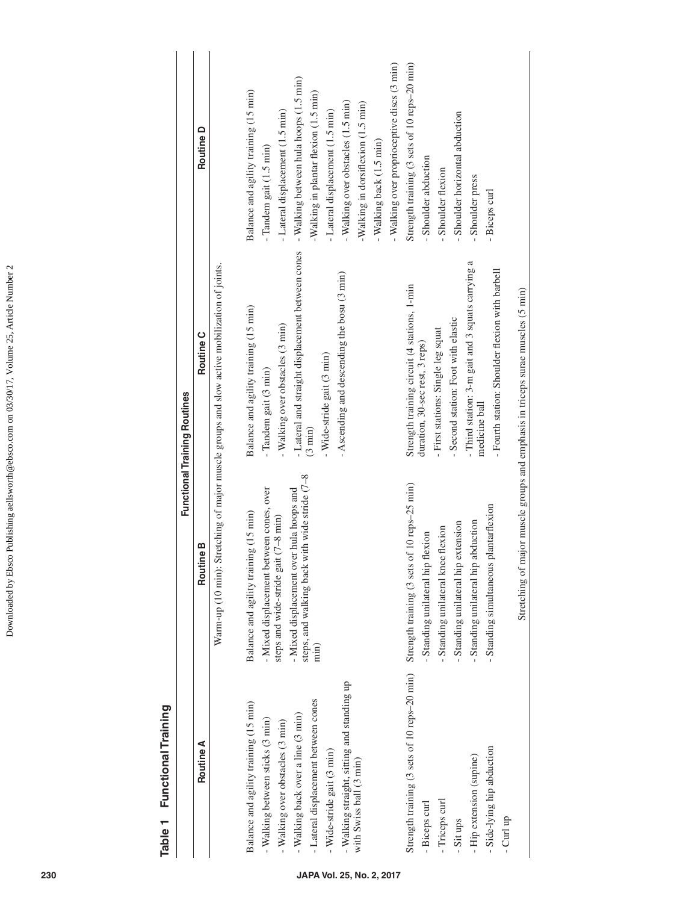**Table 1 Functional Training**

| Functional Training Routines | | | |
|---|---|---|---|
| **Routine A** | **Routine B** | **Routine C** | **Routine D** |
| Warm-up (10 min): Stretching of major muscle groups and slow active mobilization of joints. | | | |
| Balance and agility training (15 min)<br>- Walking between sticks (3 min)<br>- Walking over obstacles (3 min)<br>- Walking back over a line (3 min)<br>- Lateral displacement between cones<br>- Wide-stride gait (3 min)<br>- Walking straight, sitting and standing up with Swiss ball (3 min) | Balance and agility training (15 min)<br>- Mixed displacement between cones, over steps and wide-stride gait (7–8 min)<br>- Mixed displacement over hula hoops and steps, and walking back with wide stride (7–8 min) | Balance and agility training (15 min)<br>- Tandem gait (3 min)<br>- Walking over obstacles (3 min)<br>- Lateral and straight displacement between cones (3 min)<br>- Wide-stride gait (3 min)<br>- Ascending and descending the bosu (3 min) | Balance and agility training (15 min)<br>- Tandem gait (1.5 min)<br>- Lateral displacement (1.5 min)<br>- Walking between hula hoops (1.5 min)<br>-Walking in plantar flexion (1.5 min)<br>- Lateral displacement (1.5 min)<br>- Walking over obstacles (1.5 min)<br>-Walking in dorsiflexion (1.5 min)<br>- Walking back (1.5 min)<br>- Walking over proprioceptive discs (3 min) |
| Strength training (3 sets of 10 reps–20 min)<br>- Biceps curl<br>- Triceps curl<br>- Sit ups<br>- Hip extension (supine)<br>- Side-lying hip abduction<br>- Curl up | Strength training (3 sets of 10 reps–25 min)<br>- Standing unilateral hip flexion<br>- Standing unilateral knee flexion<br>- Standing unilateral hip extension<br>- Standing unilateral hip abduction<br>- Standing simultaneous plantarflexion | Strength training circuit (4 stations, 1-min duration, 30-sec rest, 3 reps)<br>- First stations: Single leg squat<br>- Second station: Foot with elastic<br>- Third station: 3-m gait and 3 squats carrying a medicine ball<br>- Fourth station: Shoulder flexion with barbell | Strength training (3 sets of 10 reps–20 min)<br>- Shoulder abduction<br>- Shoulder flexion<br>- Shoulder horizontal abduction<br>- Shoulder press<br>- Biceps curl |
| Stretching of major muscle groups and emphasis in triceps surae muscles (5 min) | | | |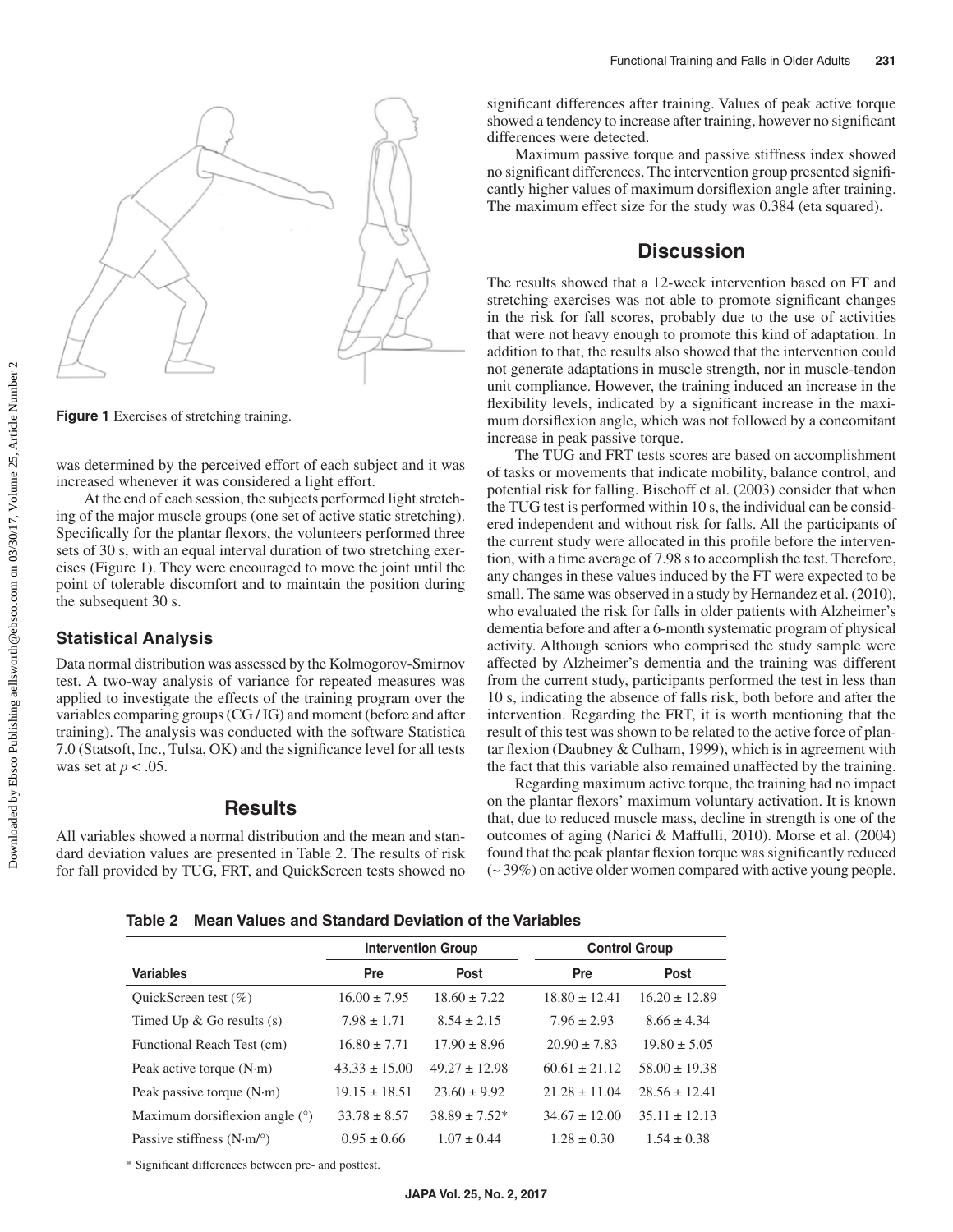Figure 1 Exercises of stretching training.

was determined by the perceived effort of each subject and it was increased whenever it was considered a light effort.

At the end of each session, the subjects performed light stretching of the major muscle groups (one set of active static stretching). Specifically for the plantar flexors, the volunteers performed three sets of 30 s, with an equal interval duration of two stretching exercises (Figure 1). They were encouraged to move the joint until the point of tolerable discomfort and to maintain the position during the subsequent 30 s.

### Statistical Analysis

Data normal distribution was assessed by the Kolmogorov-Smirnov test. A two-way analysis of variance for repeated measures was applied to investigate the effects of the training program over the variables comparing groups (CG / IG) and moment (before and after training). The analysis was conducted with the software Statistica 7.0 (Statsoft, Inc., Tulsa, OK) and the significance level for all tests was set at $p < .05$.

## Results

All variables showed a normal distribution and the mean and standard deviation values are presented in Table 2. The results of risk for fall provided by TUG, FRT, and QuickScreen tests showed no significant differences after training. Values of peak active torque showed a tendency to increase after training, however no significant differences were detected.

Maximum passive torque and passive stiffness index showed no significant differences. The intervention group presented significantly higher values of maximum dorsiflexion angle after training. The maximum effect size for the study was 0.384 (eta squared).

## Discussion

The results showed that a 12-week intervention based on FT and stretching exercises was not able to promote significant changes in the risk for fall scores, probably due to the use of activities that were not heavy enough to promote this kind of adaptation. In addition to that, the results also showed that the intervention could not generate adaptations in muscle strength, nor in muscle-tendon unit compliance. However, the training induced an increase in the flexibility levels, indicated by a significant increase in the maximum dorsiflexion angle, which was not followed by a concomitant increase in peak passive torque.

The TUG and FRT tests scores are based on accomplishment of tasks or movements that indicate mobility, balance control, and potential risk for falling. Bischoff et al. (2003) consider that when the TUG test is performed within 10 s, the individual can be considered independent and without risk for falls. All the participants of the current study were allocated in this profile before the intervention, with a time average of 7.98 s to accomplish the test. Therefore, any changes in these values induced by the FT were expected to be small. The same was observed in a study by Hernandez et al. (2010), who evaluated the risk for falls in older patients with Alzheimer's dementia before and after a 6-month systematic program of physical activity. Although seniors who comprised the study sample were affected by Alzheimer's dementia and the training was different from the current study, participants performed the test in less than 10 s, indicating the absence of falls risk, both before and after the intervention. Regarding the FRT, it is worth mentioning that the result of this test was shown to be related to the active force of plantar flexion (Daubney & Culham, 1999), which is in agreement with the fact that this variable also remained unaffected by the training.

Regarding maximum active torque, the training had no impact on the plantar flexors' maximum voluntary activation. It is known that, due to reduced muscle mass, decline in strength is one of the outcomes of aging (Narici & Maffulli, 2010). Morse et al. (2004) found that the peak plantar flexion torque was significantly reduced (~ 39%) on active older women compared with active young people.

**Table 2 Mean Values and Standard Deviation of the Variables**

| | Intervention Group | | Control Group | |
|---|---|---|---|---|
| **Variables** | **Pre** | **Post** | **Pre** | **Post** |
| QuickScreen test (%) | 16.00 ± 7.95 | 18.60 ± 7.22 | 18.80 ± 12.41 | 16.20 ± 12.89 |
| Timed Up & Go results (s) | 7.98 ± 1.71 | 8.54 ± 2.15 | 7.96 ± 2.93 | 8.66 ± 4.34 |
| Functional Reach Test (cm) | 16.80 ± 7.71 | 17.90 ± 8.96 | 20.90 ± 7.83 | 19.80 ± 5.05 |
| Peak active torque (N·m) | 43.33 ± 15.00 | 49.27 ± 12.98 | 60.61 ± 21.12 | 58.00 ± 19.38 |
| Peak passive torque (N·m) | 19.15 ± 18.51 | 23.60 ± 9.92 | 21.28 ± 11.04 | 28.56 ± 12.41 |
| Maximum dorsiflexion angle (°) | 33.78 ± 8.57 | 38.89 ± 7.52* | 34.67 ± 12.00 | 35.11 ± 12.13 |
| Passive stiffness (N·m/°) | 0.95 ± 0.66 | 1.07 ± 0.44 | 1.28 ± 0.30 | 1.54 ± 0.38 |

* Significant differences between pre- and posttest.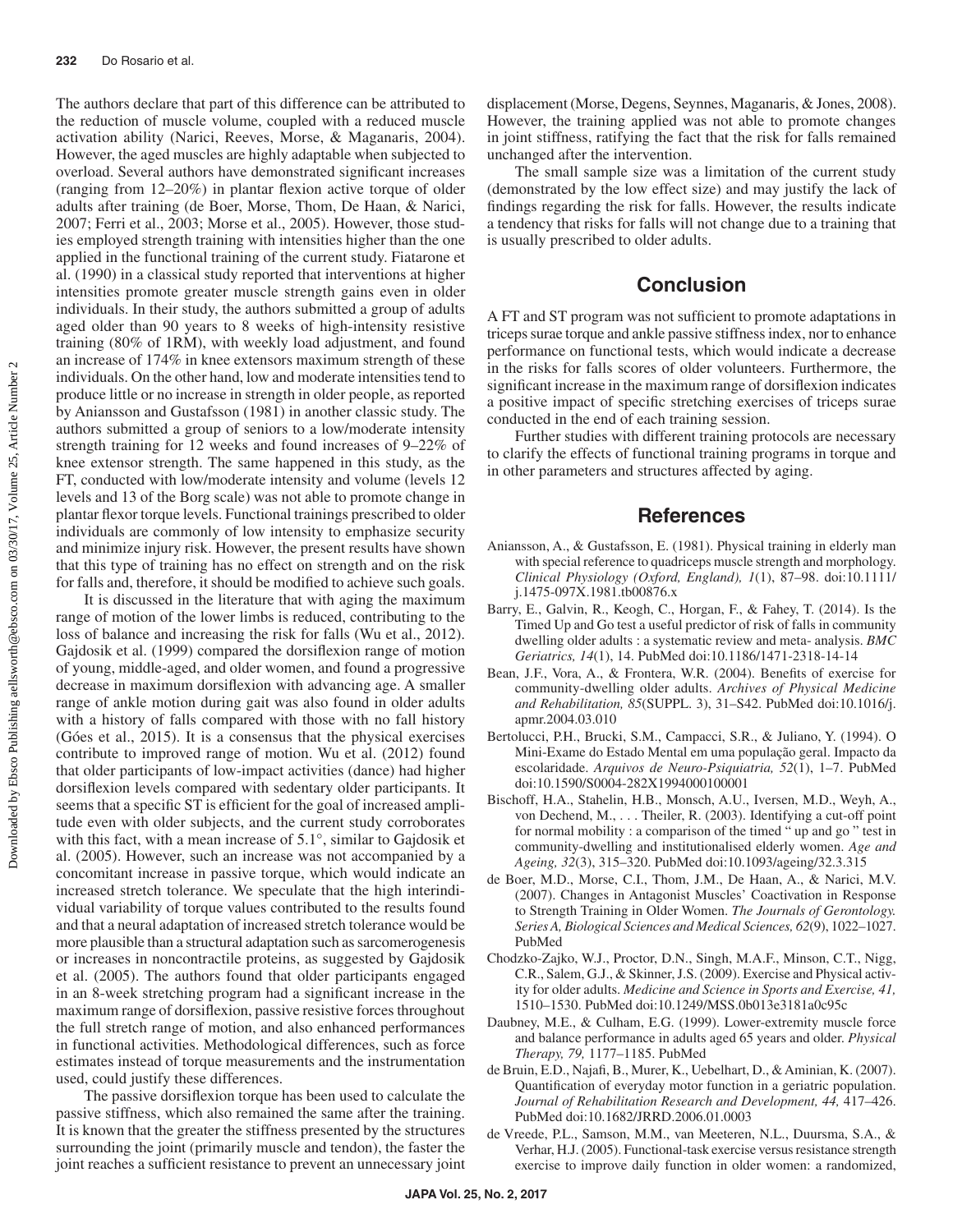The authors declare that part of this difference can be attributed to the reduction of muscle volume, coupled with a reduced muscle activation ability (Narici, Reeves, Morse, & Maganaris, 2004). However, the aged muscles are highly adaptable when subjected to overload. Several authors have demonstrated significant increases (ranging from 12–20%) in plantar flexion active torque of older adults after training (de Boer, Morse, Thom, De Haan, & Narici, 2007; Ferri et al., 2003; Morse et al., 2005). However, those studies employed strength training with intensities higher than the one applied in the functional training of the current study. Fiatarone et al. (1990) in a classical study reported that interventions at higher intensities promote greater muscle strength gains even in older individuals. In their study, the authors submitted a group of adults aged older than 90 years to 8 weeks of high-intensity resistive training (80% of 1RM), with weekly load adjustment, and found an increase of 174% in knee extensors maximum strength of these individuals. On the other hand, low and moderate intensities tend to produce little or no increase in strength in older people, as reported by Aniansson and Gustafsson (1981) in another classic study. The authors submitted a group of seniors to a low/moderate intensity strength training for 12 weeks and found increases of 9–22% of knee extensor strength. The same happened in this study, as the FT, conducted with low/moderate intensity and volume (levels 12 levels and 13 of the Borg scale) was not able to promote change in plantar flexor torque levels. Functional trainings prescribed to older individuals are commonly of low intensity to emphasize security and minimize injury risk. However, the present results have shown that this type of training has no effect on strength and on the risk for falls and, therefore, it should be modified to achieve such goals.

It is discussed in the literature that with aging the maximum range of motion of the lower limbs is reduced, contributing to the loss of balance and increasing the risk for falls (Wu et al., 2012). Gajdosik et al. (1999) compared the dorsiflexion range of motion of young, middle-aged, and older women, and found a progressive decrease in maximum dorsiflexion with advancing age. A smaller range of ankle motion during gait was also found in older adults with a history of falls compared with those with no fall history (Góes et al., 2015). It is a consensus that the physical exercises contribute to improved range of motion. Wu et al. (2012) found that older participants of low-impact activities (dance) had higher dorsiflexion levels compared with sedentary older participants. It seems that a specific ST is efficient for the goal of increased amplitude even with older subjects, and the current study corroborates with this fact, with a mean increase of 5.1°, similar to Gajdosik et al. (2005). However, such an increase was not accompanied by a concomitant increase in passive torque, which would indicate an increased stretch tolerance. We speculate that the high interindividual variability of torque values contributed to the results found and that a neural adaptation of increased stretch tolerance would be more plausible than a structural adaptation such as sarcomerogenesis or increases in noncontractile proteins, as suggested by Gajdosik et al. (2005). The authors found that older participants engaged in an 8-week stretching program had a significant increase in the maximum range of dorsiflexion, passive resistive forces throughout the full stretch range of motion, and also enhanced performances in functional activities. Methodological differences, such as force estimates instead of torque measurements and the instrumentation used, could justify these differences.

The passive dorsiflexion torque has been used to calculate the passive stiffness, which also remained the same after the training. It is known that the greater the stiffness presented by the structures surrounding the joint (primarily muscle and tendon), the faster the joint reaches a sufficient resistance to prevent an unnecessary joint displacement (Morse, Degens, Seynnes, Maganaris, & Jones, 2008). However, the training applied was not able to promote changes in joint stiffness, ratifying the fact that the risk for falls remained unchanged after the intervention.

The small sample size was a limitation of the current study (demonstrated by the low effect size) and may justify the lack of findings regarding the risk for falls. However, the results indicate a tendency that risks for falls will not change due to a training that is usually prescribed to older adults.

## Conclusion

A FT and ST program was not sufficient to promote adaptations in triceps surae torque and ankle passive stiffness index, nor to enhance performance on functional tests, which would indicate a decrease in the risks for falls scores of older volunteers. Furthermore, the significant increase in the maximum range of dorsiflexion indicates a positive impact of specific stretching exercises of triceps surae conducted in the end of each training session.

Further studies with different training protocols are necessary to clarify the effects of functional training programs in torque and in other parameters and structures affected by aging.

## References

Aniansson, A., & Gustafsson, E. (1981). Physical training in elderly man with special reference to quadriceps muscle strength and morphology. *Clinical Physiology (Oxford, England), 1*(1), 87–98. doi:10.1111/j.1475-097X.1981.tb00876.x

Barry, E., Galvin, R., Keogh, C., Horgan, F., & Fahey, T. (2014). Is the Timed Up and Go test a useful predictor of risk of falls in community dwelling older adults : a systematic review and meta- analysis. *BMC Geriatrics, 14*(1), 14. PubMed doi:10.1186/1471-2318-14-14

Bean, J.F., Vora, A., & Frontera, W.R. (2004). Benefits of exercise for community-dwelling older adults. *Archives of Physical Medicine and Rehabilitation, 85*(SUPPL. 3), 31–S42. PubMed doi:10.1016/j.apmr.2004.03.010

Bertolucci, P.H., Brucki, S.M., Campacci, S.R., & Juliano, Y. (1994). O Mini-Exame do Estado Mental em uma população geral. Impacto da escolaridade. *Arquivos de Neuro-Psiquiatria, 52*(1), 1–7. PubMed doi:10.1590/S0004-282X1994000100001

Bischoff, H.A., Stahelin, H.B., Monsch, A.U., Iversen, M.D., Weyh, A., von Dechend, M., . . . Theiler, R. (2003). Identifying a cut-off point for normal mobility : a comparison of the timed " up and go " test in community-dwelling and institutionalised elderly women. *Age and Ageing, 32*(3), 315–320. PubMed doi:10.1093/ageing/32.3.315

de Boer, M.D., Morse, C.I., Thom, J.M., De Haan, A., & Narici, M.V. (2007). Changes in Antagonist Muscles' Coactivation in Response to Strength Training in Older Women. *The Journals of Gerontology. Series A, Biological Sciences and Medical Sciences, 62*(9), 1022–1027. PubMed

Chodzko-Zajko, W.J., Proctor, D.N., Singh, M.A.F., Minson, C.T., Nigg, C.R., Salem, G.J., & Skinner, J.S. (2009). Exercise and Physical activity for older adults. *Medicine and Science in Sports and Exercise, 41,* 1510–1530. PubMed doi:10.1249/MSS.0b013e3181a0c95c

Daubney, M.E., & Culham, E.G. (1999). Lower-extremity muscle force and balance performance in adults aged 65 years and older. *Physical Therapy, 79,* 1177–1185. PubMed

de Bruin, E.D., Najafi, B., Murer, K., Uebelhart, D., & Aminian, K. (2007). Quantification of everyday motor function in a geriatric population. *Journal of Rehabilitation Research and Development, 44,* 417–426. PubMed doi:10.1682/JRRD.2006.01.0003

de Vreede, P.L., Samson, M.M., van Meeteren, N.L., Duursma, S.A., & Verhar, H.J. (2005). Functional-task exercise versus resistance strength exercise to improve daily function in older women: a randomized,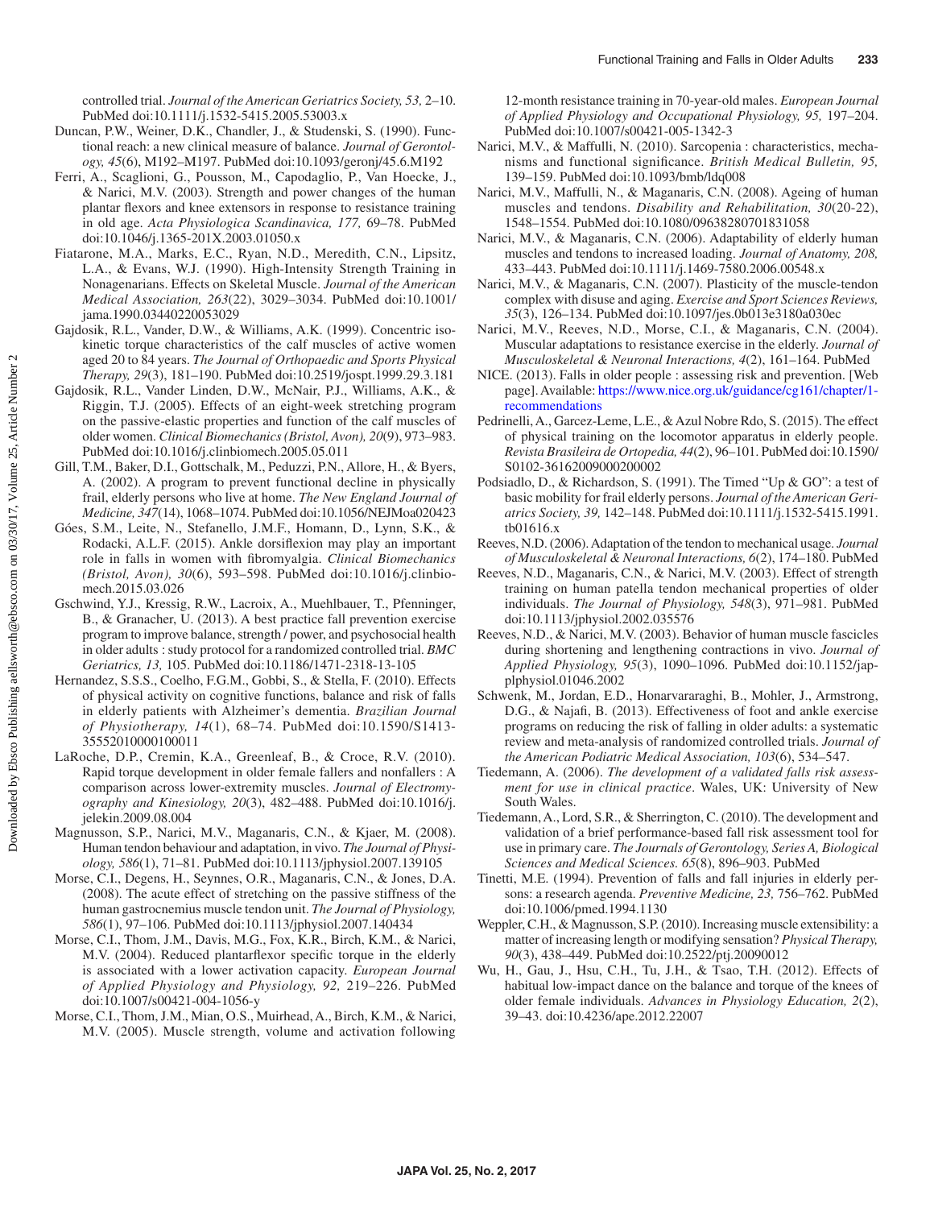controlled trial. *Journal of the American Geriatrics Society, 53,* 2–10. PubMed doi:10.1111/j.1532-5415.2005.53003.x

Duncan, P.W., Weiner, D.K., Chandler, J., & Studenski, S. (1990). Functional reach: a new clinical measure of balance. *Journal of Gerontology, 45*(6), M192–M197. PubMed doi:10.1093/geronj/45.6.M192

Ferri, A., Scaglioni, G., Pousson, M., Capodaglio, P., Van Hoecke, J., & Narici, M.V. (2003). Strength and power changes of the human plantar flexors and knee extensors in response to resistance training in old age. *Acta Physiologica Scandinavica, 177,* 69–78. PubMed doi:10.1046/j.1365-201X.2003.01050.x

Fiatarone, M.A., Marks, E.C., Ryan, N.D., Meredith, C.N., Lipsitz, L.A., & Evans, W.J. (1990). High-Intensity Strength Training in Nonagenarians. Effects on Skeletal Muscle. *Journal of the American Medical Association, 263*(22), 3029–3034. PubMed doi:10.1001/jama.1990.03440220053029

Gajdosik, R.L., Vander, D.W., & Williams, A.K. (1999). Concentric isokinetic torque characteristics of the calf muscles of active women aged 20 to 84 years. *The Journal of Orthopaedic and Sports Physical Therapy, 29*(3), 181–190. PubMed doi:10.2519/jospt.1999.29.3.181

Gajdosik, R.L., Vander Linden, D.W., McNair, P.J., Williams, A.K., & Riggin, T.J. (2005). Effects of an eight-week stretching program on the passive-elastic properties and function of the calf muscles of older women. *Clinical Biomechanics (Bristol, Avon), 20*(9), 973–983. PubMed doi:10.1016/j.clinbiomech.2005.05.011

Gill, T.M., Baker, D.I., Gottschalk, M., Peduzzi, P.N., Allore, H., & Byers, A. (2002). A program to prevent functional decline in physically frail, elderly persons who live at home. *The New England Journal of Medicine, 347*(14), 1068–1074. PubMed doi:10.1056/NEJMoa020423

Góes, S.M., Leite, N., Stefanello, J.M.F., Homann, D., Lynn, S.K., & Rodacki, A.L.F. (2015). Ankle dorsiflexion may play an important role in falls in women with fibromyalgia. *Clinical Biomechanics (Bristol, Avon), 30*(6), 593–598. PubMed doi:10.1016/j.clinbiomech.2015.03.026

Gschwind, Y.J., Kressig, R.W., Lacroix, A., Muehlbauer, T., Pfenninger, B., & Granacher, U. (2013). A best practice fall prevention exercise program to improve balance, strength / power, and psychosocial health in older adults : study protocol for a randomized controlled trial. *BMC Geriatrics, 13,* 105. PubMed doi:10.1186/1471-2318-13-105

Hernandez, S.S.S., Coelho, F.G.M., Gobbi, S., & Stella, F. (2010). Effects of physical activity on cognitive functions, balance and risk of falls in elderly patients with Alzheimer's dementia. *Brazilian Journal of Physiotherapy, 14*(1), 68–74. PubMed doi:10.1590/S1413-35552010000100011

LaRoche, D.P., Cremin, K.A., Greenleaf, B., & Croce, R.V. (2010). Rapid torque development in older female fallers and nonfallers : A comparison across lower-extremity muscles. *Journal of Electromyography and Kinesiology, 20*(3), 482–488. PubMed doi:10.1016/j.jelekin.2009.08.004

Magnusson, S.P., Narici, M.V., Maganaris, C.N., & Kjaer, M. (2008). Human tendon behaviour and adaptation, in vivo. *The Journal of Physiology, 586*(1), 71–81. PubMed doi:10.1113/jphysiol.2007.139105

Morse, C.I., Degens, H., Seynnes, O.R., Maganaris, C.N., & Jones, D.A. (2008). The acute effect of stretching on the passive stiffness of the human gastrocnemius muscle tendon unit. *The Journal of Physiology, 586*(1), 97–106. PubMed doi:10.1113/jphysiol.2007.140434

Morse, C.I., Thom, J.M., Davis, M.G., Fox, K.R., Birch, K.M., & Narici, M.V. (2004). Reduced plantarflexor specific torque in the elderly is associated with a lower activation capacity. *European Journal of Applied Physiology and Physiology, 92,* 219–226. PubMed doi:10.1007/s00421-004-1056-y

Morse, C.I., Thom, J.M., Mian, O.S., Muirhead, A., Birch, K.M., & Narici, M.V. (2005). Muscle strength, volume and activation following 12-month resistance training in 70-year-old males. *European Journal of Applied Physiology and Occupational Physiology, 95,* 197–204. PubMed doi:10.1007/s00421-005-1342-3

Narici, M.V., & Maffulli, N. (2010). Sarcopenia : characteristics, mechanisms and functional significance. *British Medical Bulletin, 95,* 139–159. PubMed doi:10.1093/bmb/ldq008

Narici, M.V., Maffulli, N., & Maganaris, C.N. (2008). Ageing of human muscles and tendons. *Disability and Rehabilitation, 30*(20-22), 1548–1554. PubMed doi:10.1080/09638280701831058

Narici, M.V., & Maganaris, C.N. (2006). Adaptability of elderly human muscles and tendons to increased loading. *Journal of Anatomy, 208,* 433–443. PubMed doi:10.1111/j.1469-7580.2006.00548.x

Narici, M.V., & Maganaris, C.N. (2007). Plasticity of the muscle-tendon complex with disuse and aging. *Exercise and Sport Sciences Reviews, 35*(3), 126–134. PubMed doi:10.1097/jes.0b013e3180a030ec

Narici, M.V., Reeves, N.D., Morse, C.I., & Maganaris, C.N. (2004). Muscular adaptations to resistance exercise in the elderly. *Journal of Musculoskeletal & Neuronal Interactions, 4*(2), 161–164. PubMed

NICE. (2013). Falls in older people : assessing risk and prevention. [Web page]. Available: https://www.nice.org.uk/guidance/cg161/chapter/1-recommendations

Pedrinelli, A., Garcez-Leme, L.E., & Azul Nobre Rdo, S. (2015). The effect of physical training on the locomotor apparatus in elderly people. *Revista Brasileira de Ortopedia, 44*(2), 96–101. PubMed doi:10.1590/S0102-36162009000200002

Podsiadlo, D., & Richardson, S. (1991). The Timed "Up & GO": a test of basic mobility for frail elderly persons. *Journal of the American Geriatrics Society, 39,* 142–148. PubMed doi:10.1111/j.1532-5415.1991.tb01616.x

Reeves, N.D. (2006). Adaptation of the tendon to mechanical usage. *Journal of Musculoskeletal & Neuronal Interactions, 6*(2), 174–180. PubMed

Reeves, N.D., Maganaris, C.N., & Narici, M.V. (2003). Effect of strength training on human patella tendon mechanical properties of older individuals. *The Journal of Physiology, 548*(3), 971–981. PubMed doi:10.1113/jphysiol.2002.035576

Reeves, N.D., & Narici, M.V. (2003). Behavior of human muscle fascicles during shortening and lengthening contractions in vivo. *Journal of Applied Physiology, 95*(3), 1090–1096. PubMed doi:10.1152/japplphysiol.01046.2002

Schwenk, M., Jordan, E.D., Honarvararaghi, B., Mohler, J., Armstrong, D.G., & Najafi, B. (2013). Effectiveness of foot and ankle exercise programs on reducing the risk of falling in older adults: a systematic review and meta-analysis of randomized controlled trials. *Journal of the American Podiatric Medical Association, 103*(6), 534–547.

Tiedemann, A. (2006). *The development of a validated falls risk assessment for use in clinical practice*. Wales, UK: University of New South Wales.

Tiedemann, A., Lord, S.R., & Sherrington, C. (2010). The development and validation of a brief performance-based fall risk assessment tool for use in primary care. *The Journals of Gerontology, Series A, Biological Sciences and Medical Sciences. 65*(8), 896–903. PubMed

Tinetti, M.E. (1994). Prevention of falls and fall injuries in elderly persons: a research agenda. *Preventive Medicine, 23,* 756–762. PubMed doi:10.1006/pmed.1994.1130

Weppler, C.H., & Magnusson, S.P. (2010). Increasing muscle extensibility: a matter of increasing length or modifying sensation? *Physical Therapy, 90*(3), 438–449. PubMed doi:10.2522/ptj.20090012

Wu, H., Gau, J., Hsu, C.H., Tu, J.H., & Tsao, T.H. (2012). Effects of habitual low-impact dance on the balance and torque of the knees of older female individuals. *Advances in Physiology Education, 2*(2), 39–43. doi:10.4236/ape.2012.22007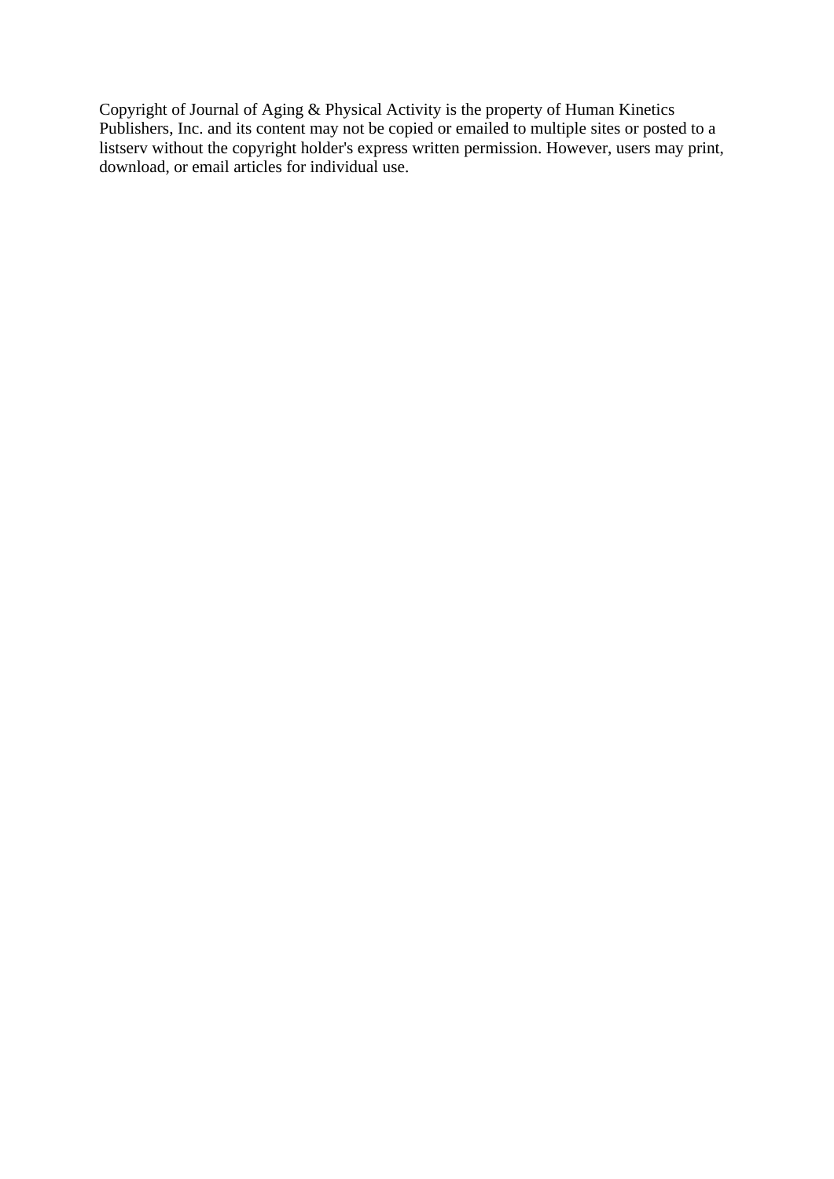Copyright of Journal of Aging & Physical Activity is the property of Human Kinetics Publishers, Inc. and its content may not be copied or emailed to multiple sites or posted to a listserv without the copyright holder's express written permission. However, users may print, download, or email articles for individual use.